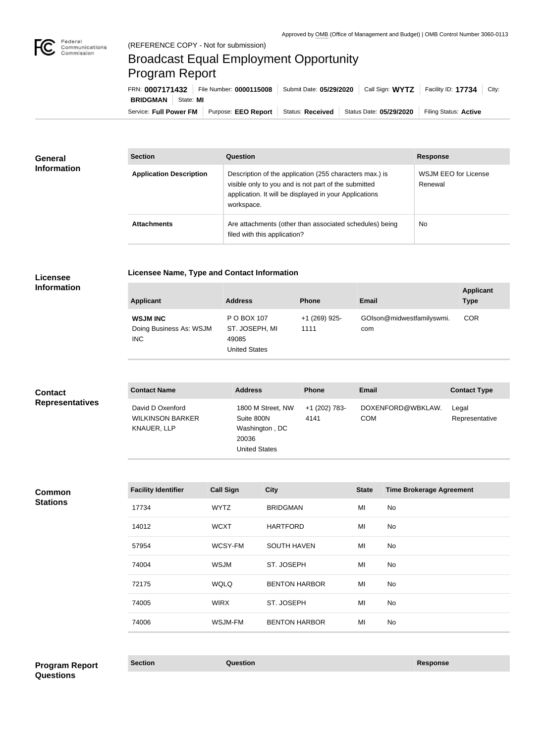Approved by OMB (Office of Management and Budget) | OMB Control Number 3060-0113

(REFERENCE COPY - Not for submission)

# Broadcast Equal Employment Opportunity Program Report

FRN: **0007171432** | File Number: **0000115008** | Submit Date: **05/29/2020** | Call Sign: **WYTZ** | Facility ID: **17734** | City: **BRIDGMAN** | State: **MI**

Service: **Full Power FM** | Purpose: **EEO Report** | Status: **Received** | Status Date: **05/29/2020** | Filing Status: **Active**

## General Information

| Section | Question | Response |
| --- | --- | --- |
| Application Description | Description of the application (255 characters max.) is visible only to you and is not part of the submitted application. It will be displayed in your Applications workspace. | WSJM EEO for License Renewal |
| Attachments | Are attachments (other than associated schedules) being filed with this application? | No |

## Licensee Information

### Licensee Name, Type and Contact Information

| Applicant | Address | Phone | Email | Applicant Type |
| --- | --- | --- | --- | --- |
| **WSJM INC** Doing Business As: WSJM INC | P O BOX 107 ST. JOSEPH, MI 49085 United States | +1 (269) 925-1111 | GOlson@midwestfamilyswmi.com | COR |

## Contact Representatives

| Contact Name | Address | Phone | Email | Contact Type |
| --- | --- | --- | --- | --- |
| David D Oxenford WILKINSON BARKER KNAUER, LLP | 1800 M Street, NW Suite 800N Washington , DC 20036 United States | +1 (202) 783-4141 | DOXENFORD@WBKLAW.COM | Legal Representative |

## Common Stations

| Facility Identifier | Call Sign | City | State | Time Brokerage Agreement |
| --- | --- | --- | --- | --- |
| 17734 | WYTZ | BRIDGMAN | MI | No |
| 14012 | WCXT | HARTFORD | MI | No |
| 57954 | WCSY-FM | SOUTH HAVEN | MI | No |
| 74004 | WSJM | ST. JOSEPH | MI | No |
| 72175 | WQLQ | BENTON HARBOR | MI | No |
| 74005 | WIRX | ST. JOSEPH | MI | No |
| 74006 | WSJM-FM | BENTON HARBOR | MI | No |

## Program Report Questions

| Section | Question | Response |
| --- | --- | --- |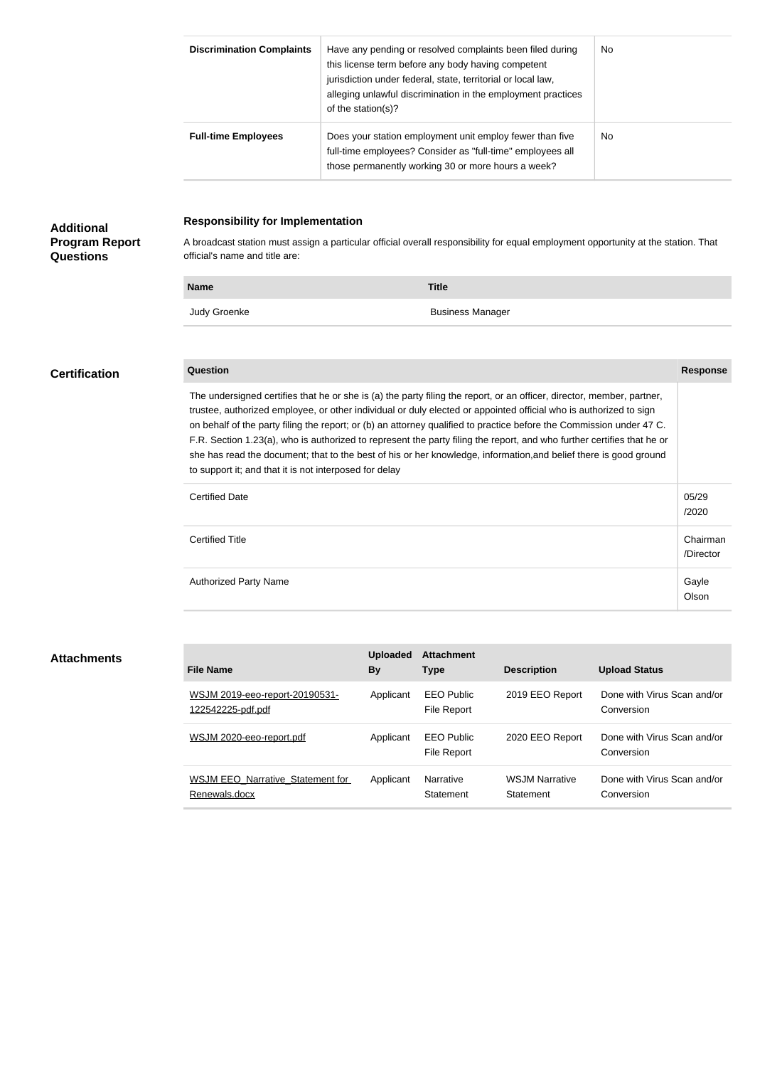| | | |
|---|---|---|
| **Discrimination Complaints** | Have any pending or resolved complaints been filed during this license term before any body having competent jurisdiction under federal, state, territorial or local law, alleging unlawful discrimination in the employment practices of the station(s)? | No |
| **Full-time Employees** | Does your station employment unit employ fewer than five full-time employees? Consider as "full-time" employees all those permanently working 30 or more hours a week? | No |

## Additional Program Report Questions

**Responsibility for Implementation**

A broadcast station must assign a particular official overall responsibility for equal employment opportunity at the station. That official's name and title are:

| Name | Title |
|---|---|
| Judy Groenke | Business Manager |

## Certification

| Question | Response |
|---|---|
| The undersigned certifies that he or she is (a) the party filing the report, or an officer, director, member, partner, trustee, authorized employee, or other individual or duly elected or appointed official who is authorized to sign on behalf of the party filing the report; or (b) an attorney qualified to practice before the Commission under 47 C. F.R. Section 1.23(a), who is authorized to represent the party filing the report, and who further certifies that he or she has read the document; that to the best of his or her knowledge, information,and belief there is good ground to support it; and that it is not interposed for delay | |
| Certified Date | 05/29/2020 |
| Certified Title | Chairman/Director |
| Authorized Party Name | Gayle Olson |

## Attachments

| File Name | Uploaded By | Attachment Type | Description | Upload Status |
|---|---|---|---|---|
| WSJM 2019-eeo-report-20190531-122542225-pdf.pdf | Applicant | EEO Public File Report | 2019 EEO Report | Done with Virus Scan and/or Conversion |
| WSJM 2020-eeo-report.pdf | Applicant | EEO Public File Report | 2020 EEO Report | Done with Virus Scan and/or Conversion |
| WSJM EEO_Narrative_Statement for Renewals.docx | Applicant | Narrative Statement | WSJM Narrative Statement | Done with Virus Scan and/or Conversion |